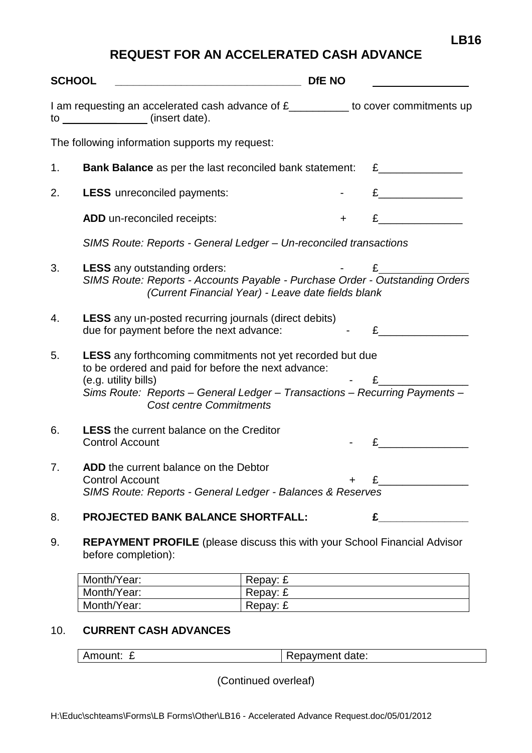LB16

# REQUEST FOR AN ACCELERATED CASH ADVANCE

**SCHOOL** ______________________________ **DfE NO** ______________

I am requesting an accelerated cash advance of £__________ to cover commitments up to ______________ (insert date).

The following information supports my request:

1. **Bank Balance** as per the last reconciled bank statement: £______________

2. **LESS** unreconciled payments: - £______________

   **ADD** un-reconciled receipts: + £______________

   *SIMS Route: Reports - General Ledger – Un-reconciled transactions*

3. **LESS** any outstanding orders: - £______________
   *SIMS Route: Reports - Accounts Payable - Purchase Order - Outstanding Orders (Current Financial Year) - Leave date fields blank*

4. **LESS** any un-posted recurring journals (direct debits) due for payment before the next advance: - £______________

5. **LESS** any forthcoming commitments not yet recorded but due to be ordered and paid for before the next advance: (e.g. utility bills) - £______________
   *Sims Route: Reports – General Ledger – Transactions – Recurring Payments – Cost centre Commitments*

6. **LESS** the current balance on the Creditor Control Account - £______________

7. **ADD** the current balance on the Debtor Control Account + £______________
   *SIMS Route: Reports - General Ledger - Balances & Reserves*

8. **PROJECTED BANK BALANCE SHORTFALL:** **£______________**

9. **REPAYMENT PROFILE** (please discuss this with your School Financial Advisor before completion):

| Month/Year: | Repay: £ |
|---|---|
| Month/Year: | Repay: £ |
| Month/Year: | Repay: £ |

10. **CURRENT CASH ADVANCES**

| Amount: £ | Repayment date: |
|---|---|

(Continued overleaf)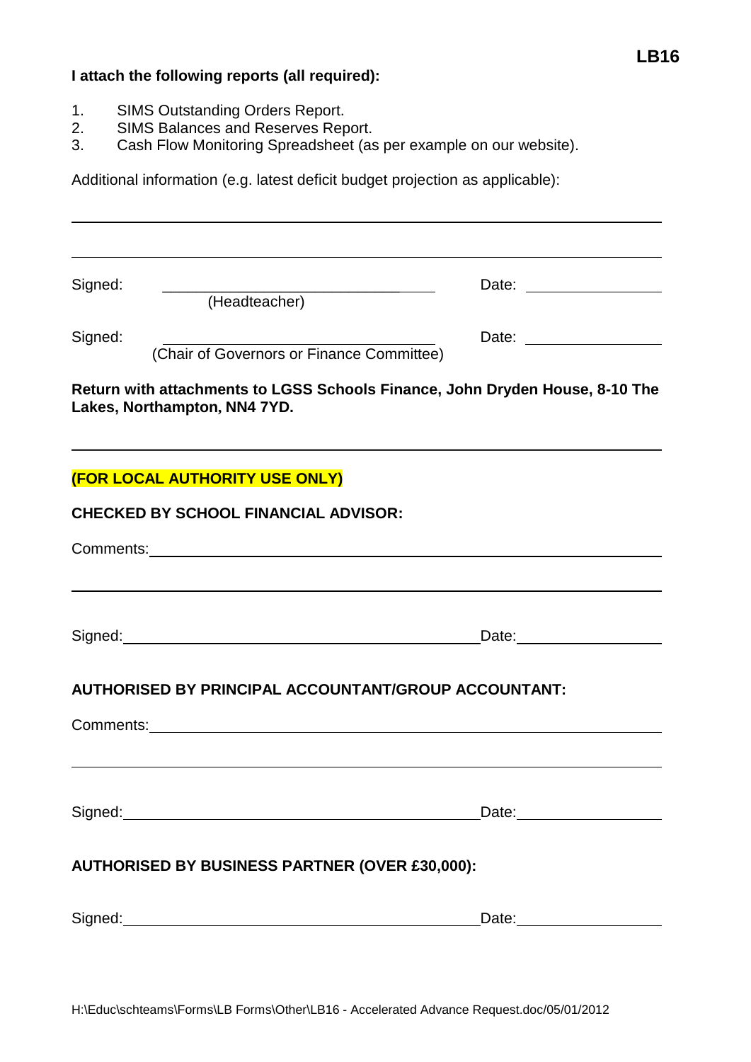**I attach the following reports (all required):**

1. SIMS Outstanding Orders Report.
2. SIMS Balances and Reserves Report.
3. Cash Flow Monitoring Spreadsheet (as per example on our website).

Additional information (e.g. latest deficit budget projection as applicable):

\_\_\_\_\_\_\_\_\_\_\_\_\_\_\_\_\_\_\_\_\_\_\_\_\_\_\_\_\_\_\_\_\_\_\_\_\_\_\_\_\_\_\_\_\_\_\_\_\_\_\_\_\_\_\_\_\_\_\_\_

\_\_\_\_\_\_\_\_\_\_\_\_\_\_\_\_\_\_\_\_\_\_\_\_\_\_\_\_\_\_\_\_\_\_\_\_\_\_\_\_\_\_\_\_\_\_\_\_\_\_\_\_\_\_\_\_\_\_\_\_

Signed: \_\_\_\_\_\_\_\_\_\_\_\_\_\_\_\_\_\_\_\_\_\_\_\_\_\_\_\_ Date: \_\_\_\_\_\_\_\_\_\_\_\_\_\_
(Headteacher)

Signed: \_\_\_\_\_\_\_\_\_\_\_\_\_\_\_\_\_\_\_\_\_\_\_\_\_\_\_\_ Date: \_\_\_\_\_\_\_\_\_\_\_\_\_\_
(Chair of Governors or Finance Committee)

**Return with attachments to LGSS Schools Finance, John Dryden House, 8-10 The Lakes, Northampton, NN4 7YD.**

---

**(FOR LOCAL AUTHORITY USE ONLY)**

**CHECKED BY SCHOOL FINANCIAL ADVISOR:**

Comments: \_\_\_\_\_\_\_\_\_\_\_\_\_\_\_\_\_\_\_\_\_\_\_\_\_\_\_\_\_\_\_\_\_\_\_\_\_\_\_\_\_\_\_\_\_\_\_\_

\_\_\_\_\_\_\_\_\_\_\_\_\_\_\_\_\_\_\_\_\_\_\_\_\_\_\_\_\_\_\_\_\_\_\_\_\_\_\_\_\_\_\_\_\_\_\_\_\_\_\_\_\_\_\_\_\_\_\_\_

Signed: \_\_\_\_\_\_\_\_\_\_\_\_\_\_\_\_\_\_\_\_\_\_\_\_\_\_\_\_\_\_\_\_\_\_\_\_ Date: \_\_\_\_\_\_\_\_\_\_\_\_\_\_

**AUTHORISED BY PRINCIPAL ACCOUNTANT/GROUP ACCOUNTANT:**

Comments: \_\_\_\_\_\_\_\_\_\_\_\_\_\_\_\_\_\_\_\_\_\_\_\_\_\_\_\_\_\_\_\_\_\_\_\_\_\_\_\_\_\_\_\_\_\_\_\_

\_\_\_\_\_\_\_\_\_\_\_\_\_\_\_\_\_\_\_\_\_\_\_\_\_\_\_\_\_\_\_\_\_\_\_\_\_\_\_\_\_\_\_\_\_\_\_\_\_\_\_\_\_\_\_\_\_\_\_\_

Signed: \_\_\_\_\_\_\_\_\_\_\_\_\_\_\_\_\_\_\_\_\_\_\_\_\_\_\_\_\_\_\_\_\_\_\_\_ Date: \_\_\_\_\_\_\_\_\_\_\_\_\_\_

**AUTHORISED BY BUSINESS PARTNER (OVER £30,000):**

Signed: \_\_\_\_\_\_\_\_\_\_\_\_\_\_\_\_\_\_\_\_\_\_\_\_\_\_\_\_\_\_\_\_\_\_\_\_ Date: \_\_\_\_\_\_\_\_\_\_\_\_\_\_